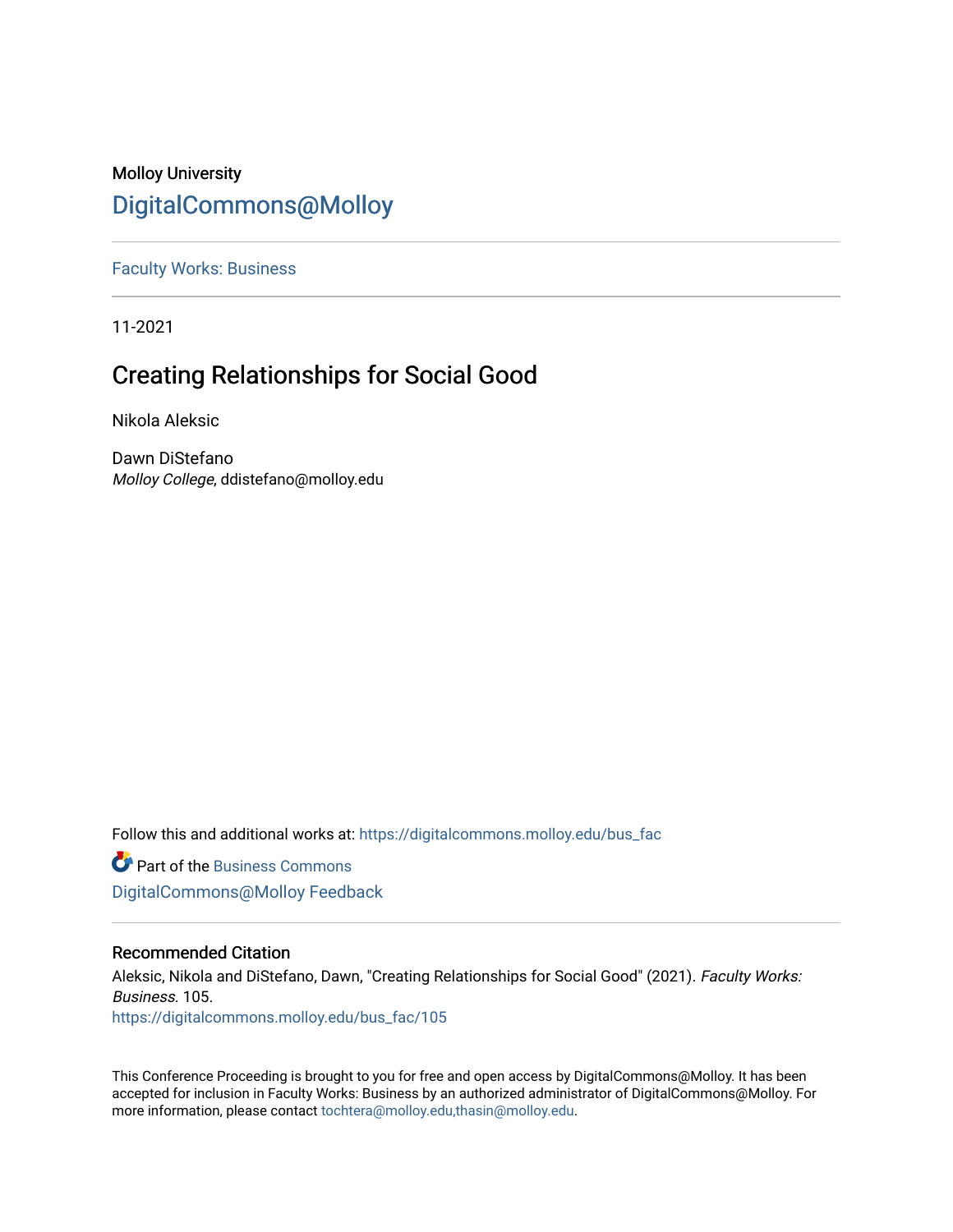Molloy University

# DigitalCommons@Molloy

Faculty Works: Business

11-2021

## Creating Relationships for Social Good

Nikola Aleksic

Dawn DiStefano
*Molloy College*, ddistefano@molloy.edu

Follow this and additional works at: https://digitalcommons.molloy.edu/bus_fac

Part of the Business Commons

DigitalCommons@Molloy Feedback

### Recommended Citation

Aleksic, Nikola and DiStefano, Dawn, "Creating Relationships for Social Good" (2021). *Faculty Works: Business*. 105.
https://digitalcommons.molloy.edu/bus_fac/105

This Conference Proceeding is brought to you for free and open access by DigitalCommons@Molloy. It has been accepted for inclusion in Faculty Works: Business by an authorized administrator of DigitalCommons@Molloy. For more information, please contact tochtera@molloy.edu,thasin@molloy.edu.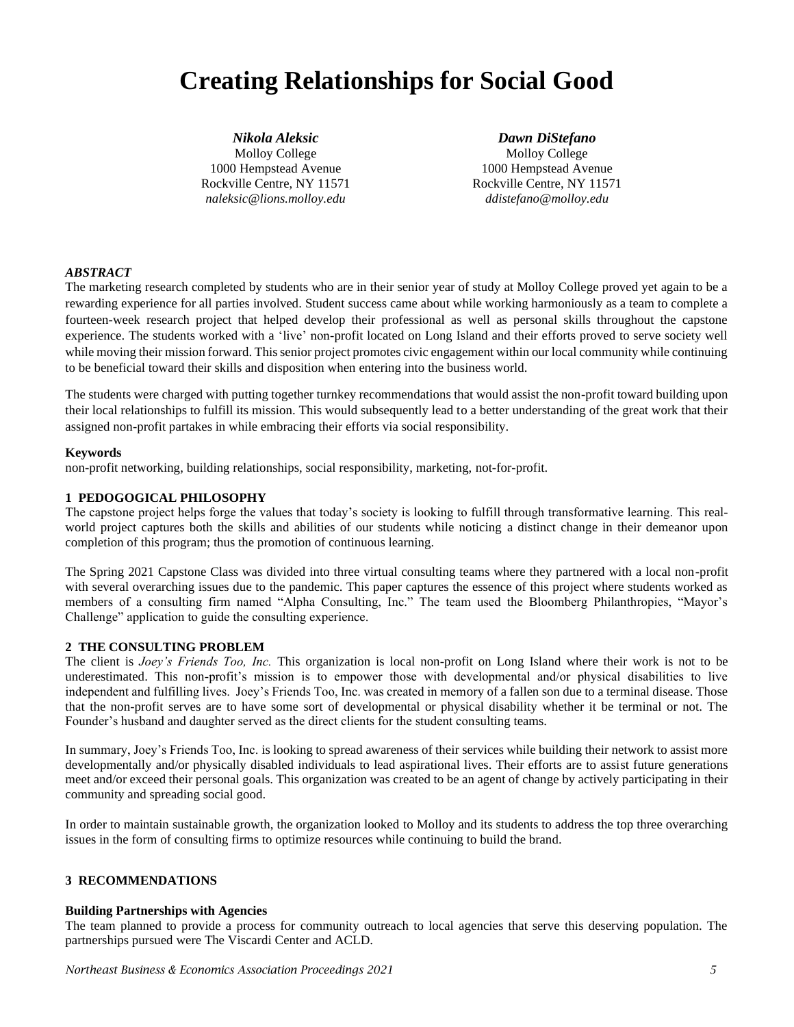# Creating Relationships for Social Good

***Nikola Aleksic***
Molloy College
1000 Hempstead Avenue
Rockville Centre, NY 11571
*naleksic@lions.molloy.edu*

***Dawn DiStefano***
Molloy College
1000 Hempstead Avenue
Rockville Centre, NY 11571
*ddistefano@molloy.edu*

### *ABSTRACT*

The marketing research completed by students who are in their senior year of study at Molloy College proved yet again to be a rewarding experience for all parties involved. Student success came about while working harmoniously as a team to complete a fourteen-week research project that helped develop their professional as well as personal skills throughout the capstone experience. The students worked with a 'live' non-profit located on Long Island and their efforts proved to serve society well while moving their mission forward. This senior project promotes civic engagement within our local community while continuing to be beneficial toward their skills and disposition when entering into the business world.

The students were charged with putting together turnkey recommendations that would assist the non-profit toward building upon their local relationships to fulfill its mission. This would subsequently lead to a better understanding of the great work that their assigned non-profit partakes in while embracing their efforts via social responsibility.

**Keywords**

non-profit networking, building relationships, social responsibility, marketing, not-for-profit.

## 1 PEDOGOGICAL PHILOSOPHY

The capstone project helps forge the values that today's society is looking to fulfill through transformative learning. This real-world project captures both the skills and abilities of our students while noticing a distinct change in their demeanor upon completion of this program; thus the promotion of continuous learning.

The Spring 2021 Capstone Class was divided into three virtual consulting teams where they partnered with a local non-profit with several overarching issues due to the pandemic. This paper captures the essence of this project where students worked as members of a consulting firm named "Alpha Consulting, Inc." The team used the Bloomberg Philanthropies, "Mayor's Challenge" application to guide the consulting experience.

## 2 THE CONSULTING PROBLEM

The client is *Joey's Friends Too, Inc.* This organization is local non-profit on Long Island where their work is not to be underestimated. This non-profit's mission is to empower those with developmental and/or physical disabilities to live independent and fulfilling lives. Joey's Friends Too, Inc. was created in memory of a fallen son due to a terminal disease. Those that the non-profit serves are to have some sort of developmental or physical disability whether it be terminal or not. The Founder's husband and daughter served as the direct clients for the student consulting teams.

In summary, Joey's Friends Too, Inc. is looking to spread awareness of their services while building their network to assist more developmentally and/or physically disabled individuals to lead aspirational lives. Their efforts are to assist future generations meet and/or exceed their personal goals. This organization was created to be an agent of change by actively participating in their community and spreading social good.

In order to maintain sustainable growth, the organization looked to Molloy and its students to address the top three overarching issues in the form of consulting firms to optimize resources while continuing to build the brand.

## 3 RECOMMENDATIONS

### Building Partnerships with Agencies

The team planned to provide a process for community outreach to local agencies that serve this deserving population. The partnerships pursued were The Viscardi Center and ACLD.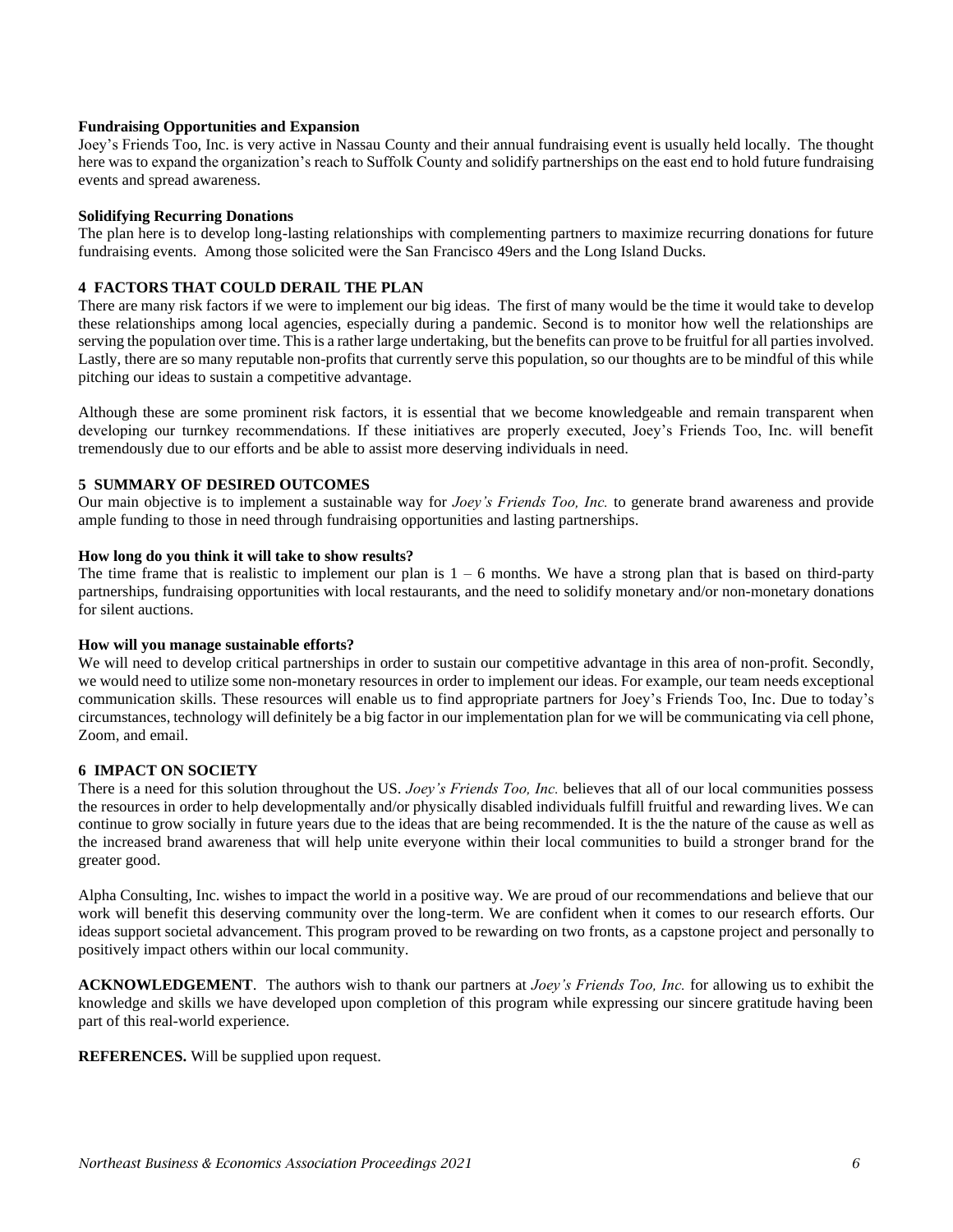**Fundraising Opportunities and Expansion**

Joey's Friends Too, Inc. is very active in Nassau County and their annual fundraising event is usually held locally. The thought here was to expand the organization's reach to Suffolk County and solidify partnerships on the east end to hold future fundraising events and spread awareness.

**Solidifying Recurring Donations**

The plan here is to develop long-lasting relationships with complementing partners to maximize recurring donations for future fundraising events. Among those solicited were the San Francisco 49ers and the Long Island Ducks.

## 4 FACTORS THAT COULD DERAIL THE PLAN

There are many risk factors if we were to implement our big ideas. The first of many would be the time it would take to develop these relationships among local agencies, especially during a pandemic. Second is to monitor how well the relationships are serving the population over time. This is a rather large undertaking, but the benefits can prove to be fruitful for all parties involved. Lastly, there are so many reputable non-profits that currently serve this population, so our thoughts are to be mindful of this while pitching our ideas to sustain a competitive advantage.

Although these are some prominent risk factors, it is essential that we become knowledgeable and remain transparent when developing our turnkey recommendations. If these initiatives are properly executed, Joey's Friends Too, Inc. will benefit tremendously due to our efforts and be able to assist more deserving individuals in need.

## 5 SUMMARY OF DESIRED OUTCOMES

Our main objective is to implement a sustainable way for *Joey's Friends Too, Inc.* to generate brand awareness and provide ample funding to those in need through fundraising opportunities and lasting partnerships.

**How long do you think it will take to show results?**

The time frame that is realistic to implement our plan is 1 – 6 months. We have a strong plan that is based on third-party partnerships, fundraising opportunities with local restaurants, and the need to solidify monetary and/or non-monetary donations for silent auctions.

**How will you manage sustainable efforts?**

We will need to develop critical partnerships in order to sustain our competitive advantage in this area of non-profit. Secondly, we would need to utilize some non-monetary resources in order to implement our ideas. For example, our team needs exceptional communication skills. These resources will enable us to find appropriate partners for Joey's Friends Too, Inc. Due to today's circumstances, technology will definitely be a big factor in our implementation plan for we will be communicating via cell phone, Zoom, and email.

## 6 IMPACT ON SOCIETY

There is a need for this solution throughout the US. *Joey's Friends Too, Inc.* believes that all of our local communities possess the resources in order to help developmentally and/or physically disabled individuals fulfill fruitful and rewarding lives. We can continue to grow socially in future years due to the ideas that are being recommended. It is the the nature of the cause as well as the increased brand awareness that will help unite everyone within their local communities to build a stronger brand for the greater good.

Alpha Consulting, Inc. wishes to impact the world in a positive way. We are proud of our recommendations and believe that our work will benefit this deserving community over the long-term. We are confident when it comes to our research efforts. Our ideas support societal advancement. This program proved to be rewarding on two fronts, as a capstone project and personally to positively impact others within our local community.

**ACKNOWLEDGEMENT**. The authors wish to thank our partners at *Joey's Friends Too, Inc.* for allowing us to exhibit the knowledge and skills we have developed upon completion of this program while expressing our sincere gratitude having been part of this real-world experience.

**REFERENCES.** Will be supplied upon request.